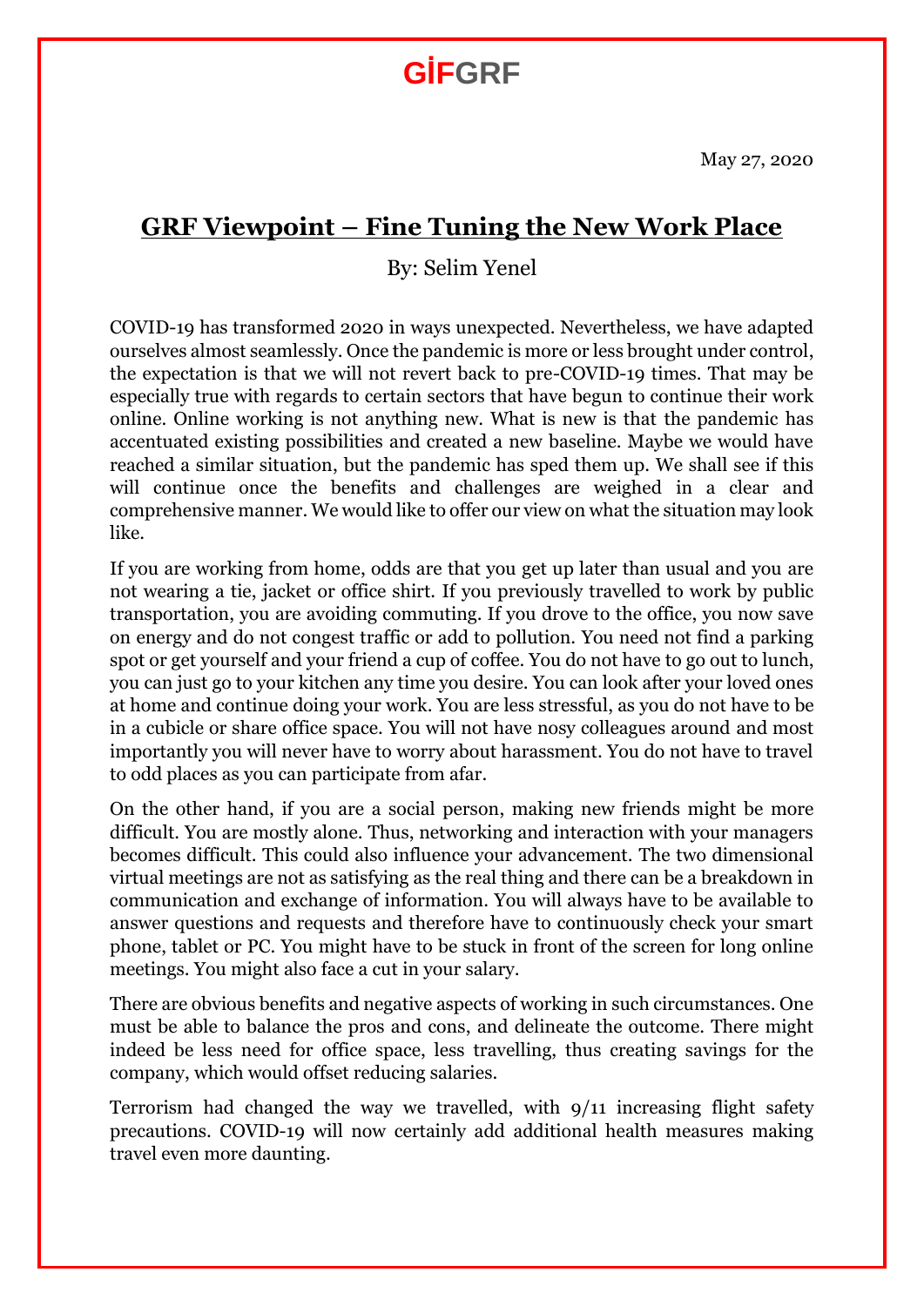GİFGRF

May 27, 2020

# GRF Viewpoint – Fine Tuning the New Work Place

By: Selim Yenel

COVID-19 has transformed 2020 in ways unexpected. Nevertheless, we have adapted ourselves almost seamlessly. Once the pandemic is more or less brought under control, the expectation is that we will not revert back to pre-COVID-19 times. That may be especially true with regards to certain sectors that have begun to continue their work online. Online working is not anything new. What is new is that the pandemic has accentuated existing possibilities and created a new baseline. Maybe we would have reached a similar situation, but the pandemic has sped them up. We shall see if this will continue once the benefits and challenges are weighed in a clear and comprehensive manner. We would like to offer our view on what the situation may look like.

If you are working from home, odds are that you get up later than usual and you are not wearing a tie, jacket or office shirt. If you previously travelled to work by public transportation, you are avoiding commuting. If you drove to the office, you now save on energy and do not congest traffic or add to pollution. You need not find a parking spot or get yourself and your friend a cup of coffee. You do not have to go out to lunch, you can just go to your kitchen any time you desire. You can look after your loved ones at home and continue doing your work. You are less stressful, as you do not have to be in a cubicle or share office space. You will not have nosy colleagues around and most importantly you will never have to worry about harassment. You do not have to travel to odd places as you can participate from afar.

On the other hand, if you are a social person, making new friends might be more difficult. You are mostly alone. Thus, networking and interaction with your managers becomes difficult. This could also influence your advancement. The two dimensional virtual meetings are not as satisfying as the real thing and there can be a breakdown in communication and exchange of information. You will always have to be available to answer questions and requests and therefore have to continuously check your smart phone, tablet or PC. You might have to be stuck in front of the screen for long online meetings. You might also face a cut in your salary.

There are obvious benefits and negative aspects of working in such circumstances. One must be able to balance the pros and cons, and delineate the outcome. There might indeed be less need for office space, less travelling, thus creating savings for the company, which would offset reducing salaries.

Terrorism had changed the way we travelled, with 9/11 increasing flight safety precautions. COVID-19 will now certainly add additional health measures making travel even more daunting.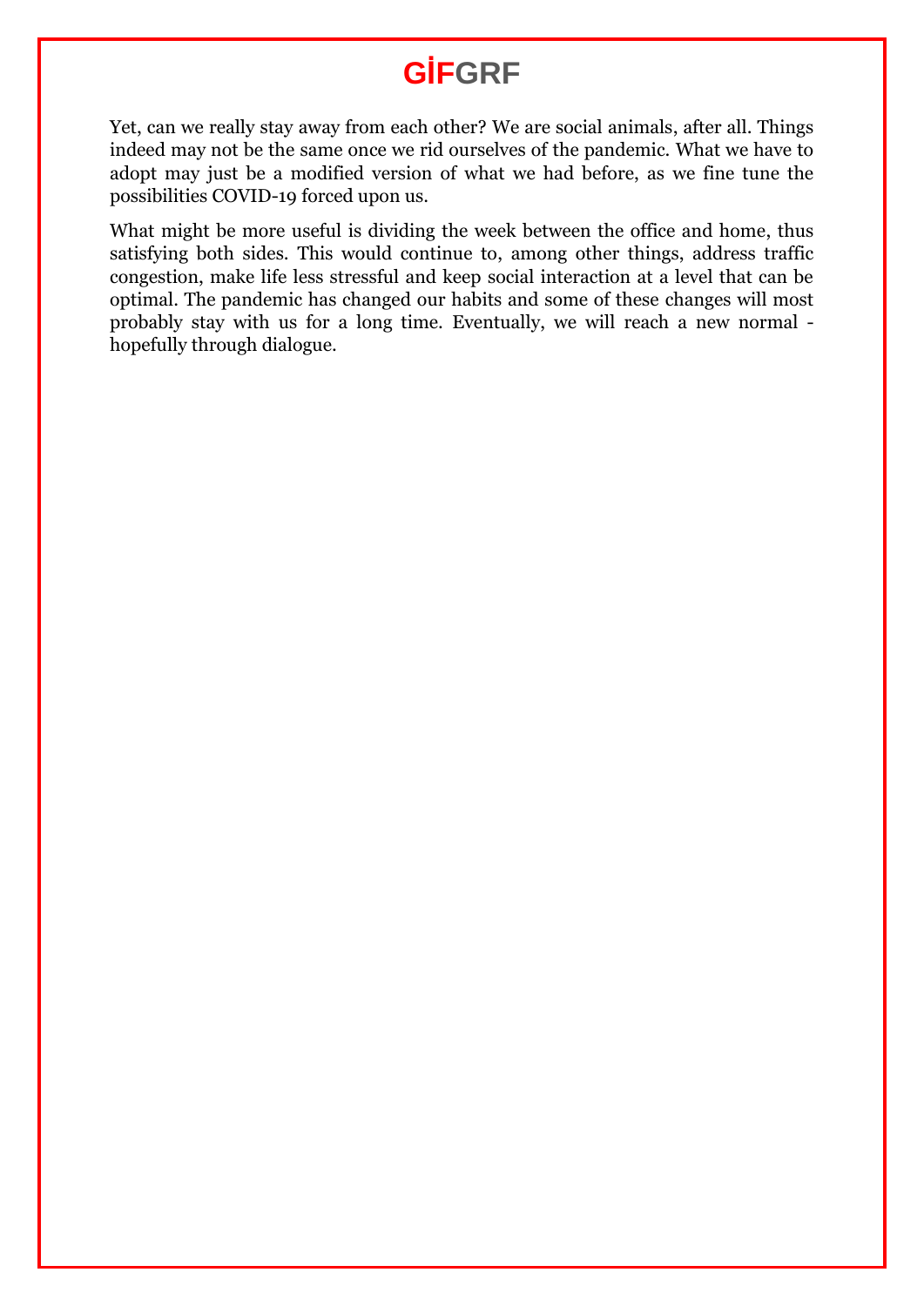Yet, can we really stay away from each other? We are social animals, after all. Things indeed may not be the same once we rid ourselves of the pandemic. What we have to adopt may just be a modified version of what we had before, as we fine tune the possibilities COVID-19 forced upon us.

What might be more useful is dividing the week between the office and home, thus satisfying both sides. This would continue to, among other things, address traffic congestion, make life less stressful and keep social interaction at a level that can be optimal. The pandemic has changed our habits and some of these changes will most probably stay with us for a long time. Eventually, we will reach a new normal - hopefully through dialogue.